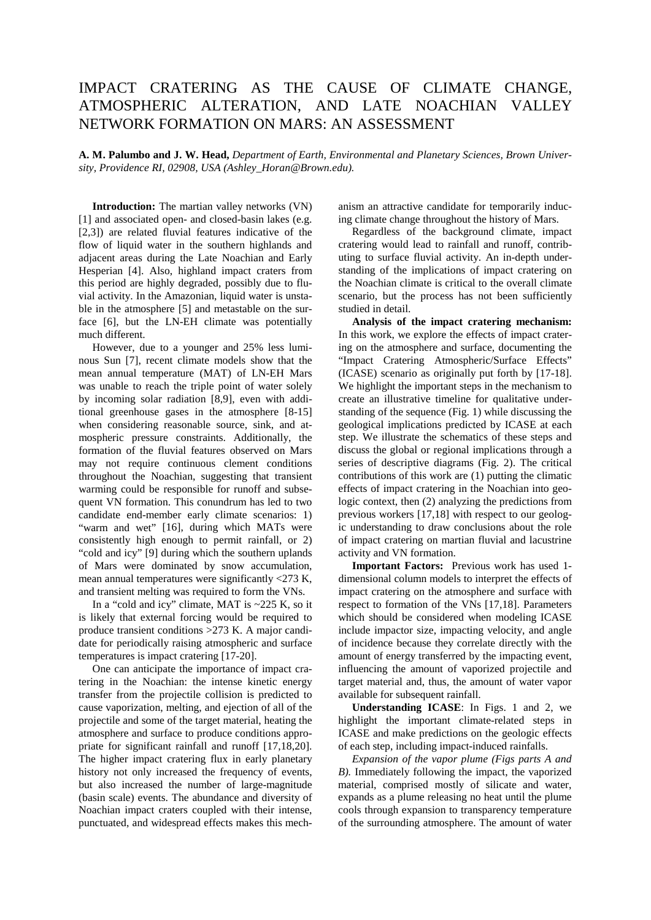# IMPACT CRATERING AS THE CAUSE OF CLIMATE CHANGE, ATMOSPHERIC ALTERATION, AND LATE NOACHIAN VALLEY NETWORK FORMATION ON MARS: AN ASSESSMENT

**A. M. Palumbo and J. W. Head,** *Department of Earth, Environmental and Planetary Sciences, Brown University, Providence RI, 02908, USA (Ashley_Horan@Brown.edu).*

**Introduction:** The martian valley networks (VN) [1] and associated open- and closed-basin lakes (e.g. [2,3]) are related fluvial features indicative of the flow of liquid water in the southern highlands and adjacent areas during the Late Noachian and Early Hesperian [4]. Also, highland impact craters from this period are highly degraded, possibly due to fluvial activity. In the Amazonian, liquid water is unstable in the atmosphere [5] and metastable on the surface [6], but the LN-EH climate was potentially much different.

However, due to a younger and 25% less luminous Sun [7], recent climate models show that the mean annual temperature (MAT) of LN-EH Mars was unable to reach the triple point of water solely by incoming solar radiation [8,9], even with additional greenhouse gases in the atmosphere [8-15] when considering reasonable source, sink, and atmospheric pressure constraints. Additionally, the formation of the fluvial features observed on Mars may not require continuous clement conditions throughout the Noachian, suggesting that transient warming could be responsible for runoff and subsequent VN formation. This conundrum has led to two candidate end-member early climate scenarios: 1) "warm and wet" [16], during which MATs were consistently high enough to permit rainfall, or 2) "cold and icy" [9] during which the southern uplands of Mars were dominated by snow accumulation, mean annual temperatures were significantly <273 K, and transient melting was required to form the VNs.

In a "cold and icy" climate, MAT is ~225 K, so it is likely that external forcing would be required to produce transient conditions >273 K. A major candidate for periodically raising atmospheric and surface temperatures is impact cratering [17-20].

One can anticipate the importance of impact cratering in the Noachian: the intense kinetic energy transfer from the projectile collision is predicted to cause vaporization, melting, and ejection of all of the projectile and some of the target material, heating the atmosphere and surface to produce conditions appropriate for significant rainfall and runoff [17,18,20]. The higher impact cratering flux in early planetary history not only increased the frequency of events, but also increased the number of large-magnitude (basin scale) events. The abundance and diversity of Noachian impact craters coupled with their intense, punctuated, and widespread effects makes this mechanism an attractive candidate for temporarily inducing climate change throughout the history of Mars.

Regardless of the background climate, impact cratering would lead to rainfall and runoff, contributing to surface fluvial activity. An in-depth understanding of the implications of impact cratering on the Noachian climate is critical to the overall climate scenario, but the process has not been sufficiently studied in detail.

**Analysis of the impact cratering mechanism:** In this work, we explore the effects of impact cratering on the atmosphere and surface, documenting the "Impact Cratering Atmospheric/Surface Effects" (ICASE) scenario as originally put forth by [17-18]. We highlight the important steps in the mechanism to create an illustrative timeline for qualitative understanding of the sequence (Fig. 1) while discussing the geological implications predicted by ICASE at each step. We illustrate the schematics of these steps and discuss the global or regional implications through a series of descriptive diagrams (Fig. 2). The critical contributions of this work are (1) putting the climatic effects of impact cratering in the Noachian into geologic context, then (2) analyzing the predictions from previous workers [17,18] with respect to our geologic understanding to draw conclusions about the role of impact cratering on martian fluvial and lacustrine activity and VN formation.

**Important Factors:** Previous work has used 1-dimensional column models to interpret the effects of impact cratering on the atmosphere and surface with respect to formation of the VNs [17,18]. Parameters which should be considered when modeling ICASE include impactor size, impacting velocity, and angle of incidence because they correlate directly with the amount of energy transferred by the impacting event, influencing the amount of vaporized projectile and target material and, thus, the amount of water vapor available for subsequent rainfall.

**Understanding ICASE**: In Figs. 1 and 2, we highlight the important climate-related steps in ICASE and make predictions on the geologic effects of each step, including impact-induced rainfalls.

*Expansion of the vapor plume (Figs parts A and B).* Immediately following the impact, the vaporized material, comprised mostly of silicate and water, expands as a plume releasing no heat until the plume cools through expansion to transparency temperature of the surrounding atmosphere. The amount of water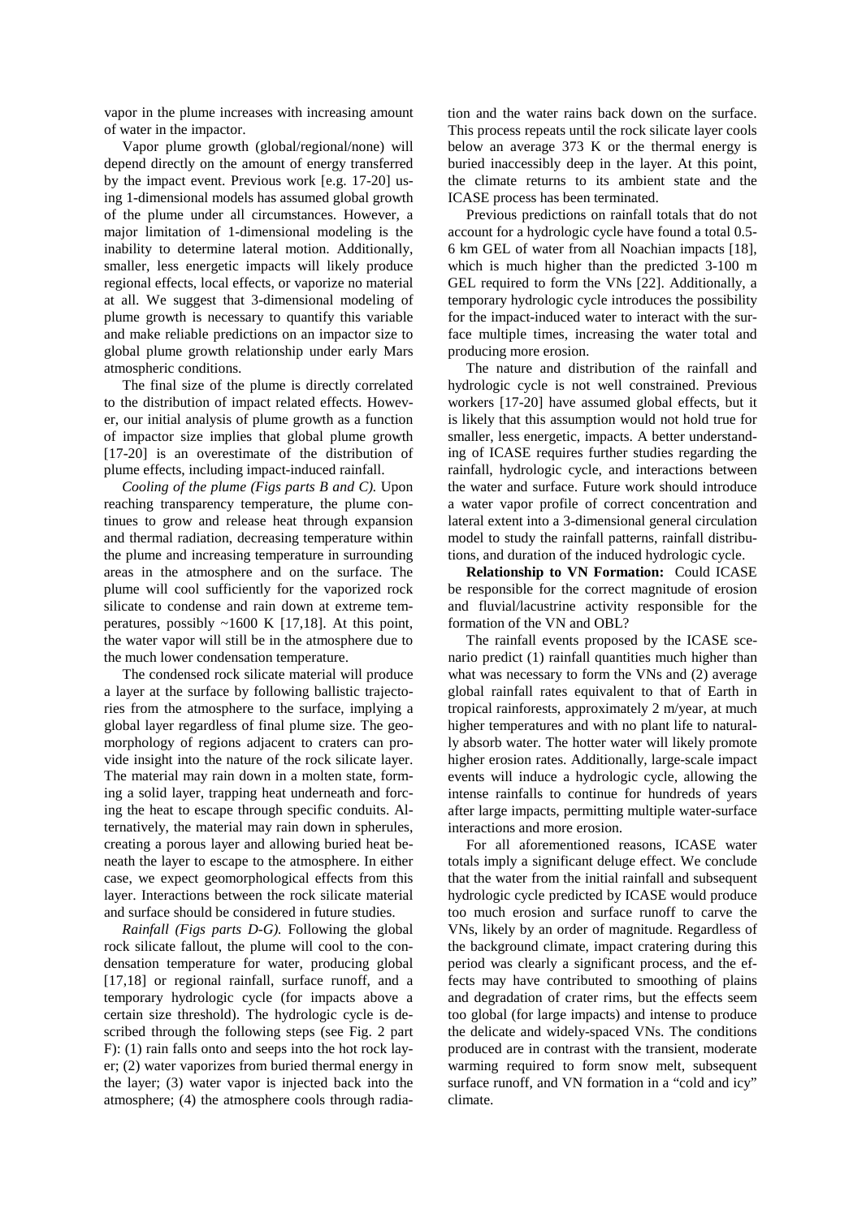vapor in the plume increases with increasing amount of water in the impactor.

Vapor plume growth (global/regional/none) will depend directly on the amount of energy transferred by the impact event. Previous work [e.g. 17-20] using 1-dimensional models has assumed global growth of the plume under all circumstances. However, a major limitation of 1-dimensional modeling is the inability to determine lateral motion. Additionally, smaller, less energetic impacts will likely produce regional effects, local effects, or vaporize no material at all. We suggest that 3-dimensional modeling of plume growth is necessary to quantify this variable and make reliable predictions on an impactor size to global plume growth relationship under early Mars atmospheric conditions.

The final size of the plume is directly correlated to the distribution of impact related effects. However, our initial analysis of plume growth as a function of impactor size implies that global plume growth [17-20] is an overestimate of the distribution of plume effects, including impact-induced rainfall.

*Cooling of the plume (Figs parts B and C).* Upon reaching transparency temperature, the plume continues to grow and release heat through expansion and thermal radiation, decreasing temperature within the plume and increasing temperature in surrounding areas in the atmosphere and on the surface. The plume will cool sufficiently for the vaporized rock silicate to condense and rain down at extreme temperatures, possibly ~1600 K [17,18]. At this point, the water vapor will still be in the atmosphere due to the much lower condensation temperature.

The condensed rock silicate material will produce a layer at the surface by following ballistic trajectories from the atmosphere to the surface, implying a global layer regardless of final plume size. The geomorphology of regions adjacent to craters can provide insight into the nature of the rock silicate layer. The material may rain down in a molten state, forming a solid layer, trapping heat underneath and forcing the heat to escape through specific conduits. Alternatively, the material may rain down in spherules, creating a porous layer and allowing buried heat beneath the layer to escape to the atmosphere. In either case, we expect geomorphological effects from this layer. Interactions between the rock silicate material and surface should be considered in future studies.

*Rainfall (Figs parts D-G).* Following the global rock silicate fallout, the plume will cool to the condensation temperature for water, producing global [17,18] or regional rainfall, surface runoff, and a temporary hydrologic cycle (for impacts above a certain size threshold). The hydrologic cycle is described through the following steps (see Fig. 2 part F): (1) rain falls onto and seeps into the hot rock layer; (2) water vaporizes from buried thermal energy in the layer; (3) water vapor is injected back into the atmosphere; (4) the atmosphere cools through radiation and the water rains back down on the surface. This process repeats until the rock silicate layer cools below an average 373 K or the thermal energy is buried inaccessibly deep in the layer. At this point, the climate returns to its ambient state and the ICASE process has been terminated.

Previous predictions on rainfall totals that do not account for a hydrologic cycle have found a total 0.5-6 km GEL of water from all Noachian impacts [18], which is much higher than the predicted 3-100 m GEL required to form the VNs [22]. Additionally, a temporary hydrologic cycle introduces the possibility for the impact-induced water to interact with the surface multiple times, increasing the water total and producing more erosion.

The nature and distribution of the rainfall and hydrologic cycle is not well constrained. Previous workers [17-20] have assumed global effects, but it is likely that this assumption would not hold true for smaller, less energetic, impacts. A better understanding of ICASE requires further studies regarding the rainfall, hydrologic cycle, and interactions between the water and surface. Future work should introduce a water vapor profile of correct concentration and lateral extent into a 3-dimensional general circulation model to study the rainfall patterns, rainfall distributions, and duration of the induced hydrologic cycle.

**Relationship to VN Formation:** Could ICASE be responsible for the correct magnitude of erosion and fluvial/lacustrine activity responsible for the formation of the VN and OBL?

The rainfall events proposed by the ICASE scenario predict (1) rainfall quantities much higher than what was necessary to form the VNs and (2) average global rainfall rates equivalent to that of Earth in tropical rainforests, approximately 2 m/year, at much higher temperatures and with no plant life to naturally absorb water. The hotter water will likely promote higher erosion rates. Additionally, large-scale impact events will induce a hydrologic cycle, allowing the intense rainfalls to continue for hundreds of years after large impacts, permitting multiple water-surface interactions and more erosion.

For all aforementioned reasons, ICASE water totals imply a significant deluge effect. We conclude that the water from the initial rainfall and subsequent hydrologic cycle predicted by ICASE would produce too much erosion and surface runoff to carve the VNs, likely by an order of magnitude. Regardless of the background climate, impact cratering during this period was clearly a significant process, and the effects may have contributed to smoothing of plains and degradation of crater rims, but the effects seem too global (for large impacts) and intense to produce the delicate and widely-spaced VNs. The conditions produced are in contrast with the transient, moderate warming required to form snow melt, subsequent surface runoff, and VN formation in a "cold and icy" climate.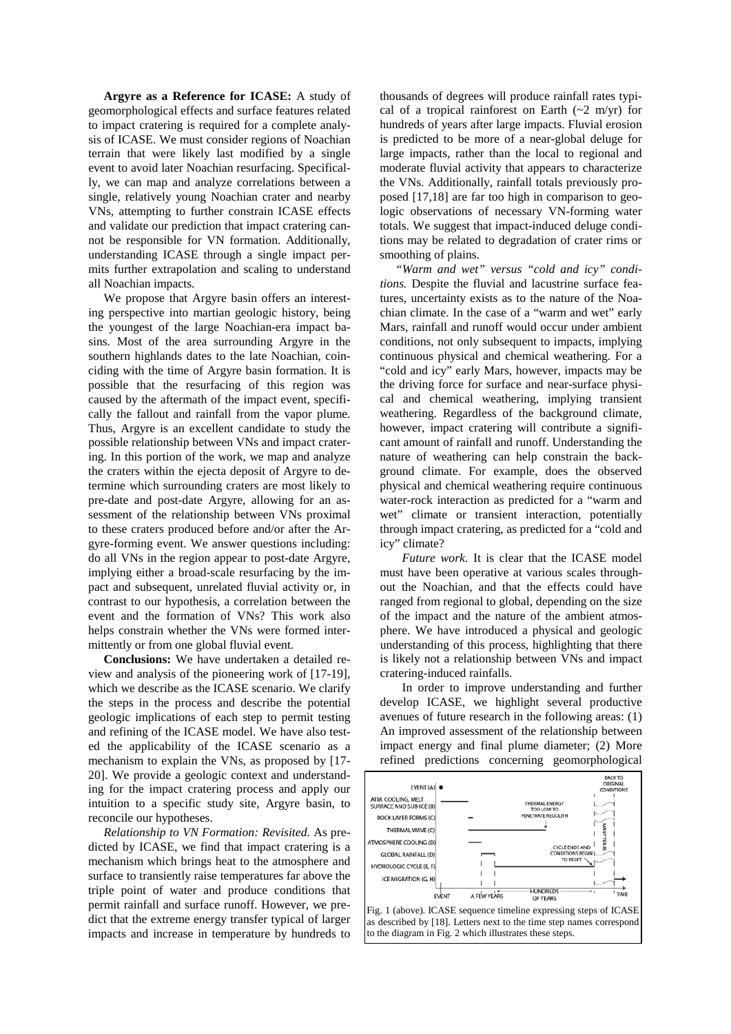**Argyre as a Reference for ICASE:** A study of geomorphological effects and surface features related to impact cratering is required for a complete analysis of ICASE. We must consider regions of Noachian terrain that were likely last modified by a single event to avoid later Noachian resurfacing. Specifically, we can map and analyze correlations between a single, relatively young Noachian crater and nearby VNs, attempting to further constrain ICASE effects and validate our prediction that impact cratering cannot be responsible for VN formation. Additionally, understanding ICASE through a single impact permits further extrapolation and scaling to understand all Noachian impacts.

We propose that Argyre basin offers an interesting perspective into martian geologic history, being the youngest of the large Noachian-era impact basins. Most of the area surrounding Argyre in the southern highlands dates to the late Noachian, coinciding with the time of Argyre basin formation. It is possible that the resurfacing of this region was caused by the aftermath of the impact event, specifically the fallout and rainfall from the vapor plume. Thus, Argyre is an excellent candidate to study the possible relationship between VNs and impact cratering. In this portion of the work, we map and analyze the craters within the ejecta deposit of Argyre to determine which surrounding craters are most likely to pre-date and post-date Argyre, allowing for an assessment of the relationship between VNs proximal to these craters produced before and/or after the Argyre-forming event. We answer questions including: do all VNs in the region appear to post-date Argyre, implying either a broad-scale resurfacing by the impact and subsequent, unrelated fluvial activity or, in contrast to our hypothesis, a correlation between the event and the formation of VNs? This work also helps constrain whether the VNs were formed intermittently or from one global fluvial event.

**Conclusions:** We have undertaken a detailed review and analysis of the pioneering work of [17-19], which we describe as the ICASE scenario. We clarify the steps in the process and describe the potential geologic implications of each step to permit testing and refining of the ICASE model. We have also tested the applicability of the ICASE scenario as a mechanism to explain the VNs, as proposed by [17-20]. We provide a geologic context and understanding for the impact cratering process and apply our intuition to a specific study site, Argyre basin, to reconcile our hypotheses.

*Relationship to VN Formation: Revisited.* As predicted by ICASE, we find that impact cratering is a mechanism which brings heat to the atmosphere and surface to transiently raise temperatures far above the triple point of water and produce conditions that permit rainfall and surface runoff. However, we predict that the extreme energy transfer typical of larger impacts and increase in temperature by hundreds to thousands of degrees will produce rainfall rates typical of a tropical rainforest on Earth (~2 m/yr) for hundreds of years after large impacts. Fluvial erosion is predicted to be more of a near-global deluge for large impacts, rather than the local to regional and moderate fluvial activity that appears to characterize the VNs. Additionally, rainfall totals previously proposed [17,18] are far too high in comparison to geologic observations of necessary VN-forming water totals. We suggest that impact-induced deluge conditions may be related to degradation of crater rims or smoothing of plains.

*"Warm and wet" versus "cold and icy" conditions.* Despite the fluvial and lacustrine surface features, uncertainty exists as to the nature of the Noachian climate. In the case of a "warm and wet" early Mars, rainfall and runoff would occur under ambient conditions, not only subsequent to impacts, implying continuous physical and chemical weathering. For a "cold and icy" early Mars, however, impacts may be the driving force for surface and near-surface physical and chemical weathering, implying transient weathering. Regardless of the background climate, however, impact cratering will contribute a significant amount of rainfall and runoff. Understanding the nature of weathering can help constrain the background climate. For example, does the observed physical and chemical weathering require continuous water-rock interaction as predicted for a "warm and wet" climate or transient interaction, potentially through impact cratering, as predicted for a "cold and icy" climate?

*Future work.* It is clear that the ICASE model must have been operative at various scales throughout the Noachian, and that the effects could have ranged from regional to global, depending on the size of the impact and the nature of the ambient atmosphere. We have introduced a physical and geologic understanding of this process, highlighting that there is likely not a relationship between VNs and impact cratering-induced rainfalls.

In order to improve understanding and further develop ICASE, we highlight several productive avenues of future research in the following areas: (1) An improved assessment of the relationship between impact energy and final plume diameter; (2) More refined predictions concerning geomorphological

Fig. 1 (above). ICASE sequence timeline expressing steps of ICASE as described by [18]. Letters next to the time step names correspond to the diagram in Fig. 2 which illustrates these steps.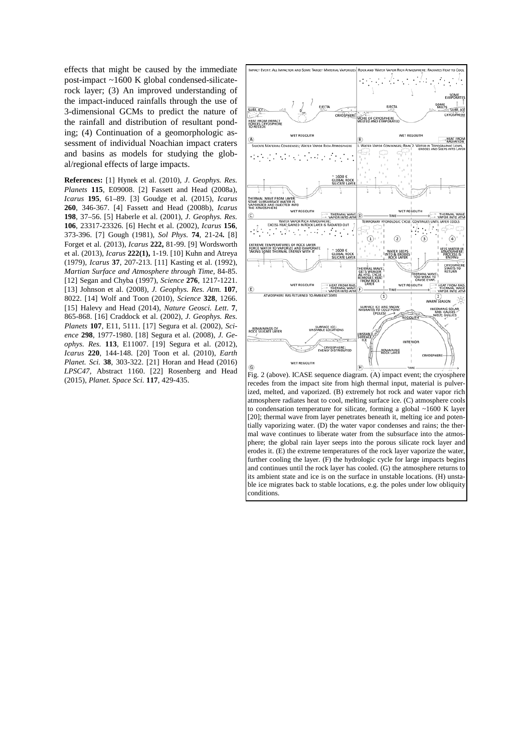effects that might be caused by the immediate post-impact ~1600 K global condensed-silicate-rock layer; (3) An improved understanding of the impact-induced rainfalls through the use of 3-dimensional GCMs to predict the nature of the rainfall and distribution of resultant ponding; (4) Continuation of a geomorphologic assessment of individual Noachian impact craters and basins as models for studying the global/regional effects of large impacts.

**References:** [1] Hynek et al. (2010), *J. Geophys. Res. Planets* **115**, E09008. [2] Fassett and Head (2008a), *Icarus* **195**, 61–89. [3] Goudge et al. (2015), *Icarus* **260**, 346-367. [4] Fassett and Head (2008b), *Icarus* **198**, 37–56. [5] Haberle et al. (2001), *J. Geophys. Res.* **106**, 23317-23326. [6] Hecht et al. (2002), *Icarus* **156**, 373-396. [7] Gough (1981), *Sol Phys.* **74**, 21-24. [8] Forget et al. (2013), *Icarus* **222,** 81-99. [9] Wordsworth et al. (2013), *Icarus* **222(1),** 1-19. [10] Kuhn and Atreya (1979), *Icarus* **37**, 207-213. [11] Kasting et al. (1992), *Martian Surface and Atmosphere through Time*, 84-85. [12] Segan and Chyba (1997), *Science* **276**, 1217-1221. [13] Johnson et al. (2008), *J. Geophys. Res. Atm.* **107**, 8022. [14] Wolf and Toon (2010), *Science* **328**, 1266. [15] Halevy and Head (2014), *Nature Geosci. Lett*. **7**, 865-868. [16] Craddock et al. (2002), *J. Geophys. Res. Planets* **107**, E11, 5111. [17] Segura et al. (2002), *Science* **298**, 1977-1980. [18] Segura et al. (2008), *J. Geophys. Res.* **113**, E11007. [19] Segura et al. (2012), *Icarus* **220**, 144-148. [20] Toon et al. (2010), *Earth Planet. Sci.* **38**, 303-322. [21] Horan and Head (2016) *LPSC47*, Abstract 1160. [22] Rosenberg and Head (2015), *Planet. Space Sci.* **117**, 429-435.

Fig. 2 (above). ICASE sequence diagram. (A) impact event; the cryosphere recedes from the impact site from high thermal input, material is pulverized, melted, and vaporized. (B) extremely hot rock and water vapor rich atmosphere radiates heat to cool, melting surface ice. (C) atmosphere cools to condensation temperature for silicate, forming a global ~1600 K layer [20]; thermal wave from layer penetrates beneath it, melting ice and potentially vaporizing water. (D) the water vapor condenses and rains; the thermal wave continues to liberate water from the subsurface into the atmosphere; the global rain layer seeps into the porous silicate rock layer and erodes it. (E) the extreme temperatures of the rock layer vaporize the water, further cooling the layer. (F) the hydrologic cycle for large impacts begins and continues until the rock layer has cooled. (G) the atmosphere returns to its ambient state and ice is on the surface in unstable locations. (H) unstable ice migrates back to stable locations, e.g. the poles under low obliquity conditions.